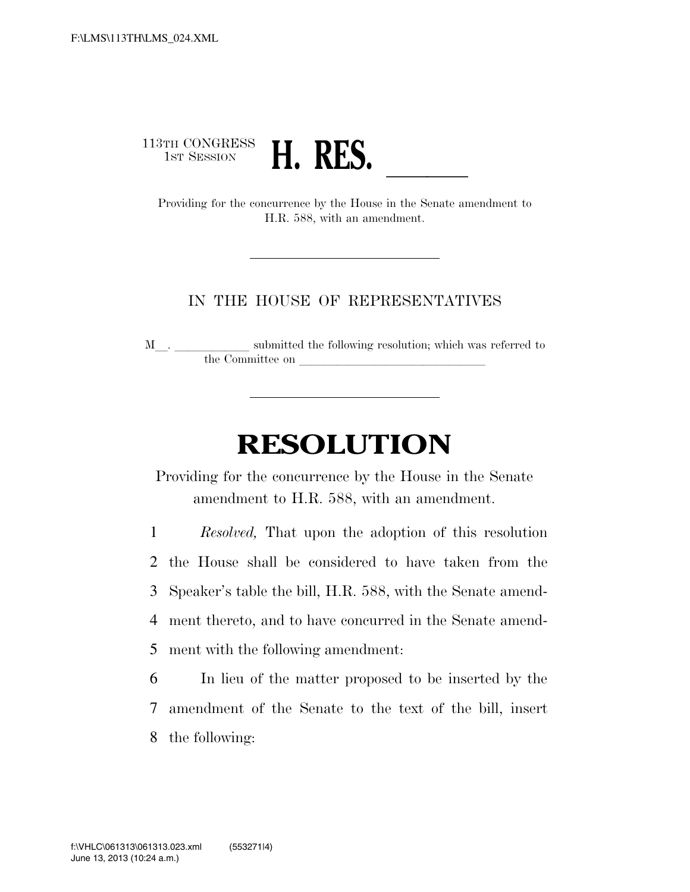113TH CONGRESS
1ST SESSION

# H. RES. \_\_\_\_\_\_

Providing for the concurrence by the House in the Senate amendment to H.R. 588, with an amendment.

---

IN THE HOUSE OF REPRESENTATIVES

M\_\_. \_\_\_\_\_\_\_\_\_\_\_\_ submitted the following resolution; which was referred to the Committee on \_\_\_\_\_\_\_\_\_\_\_\_\_\_\_\_\_\_\_\_\_\_\_\_\_\_\_\_\_\_

---

# RESOLUTION

Providing for the concurrence by the House in the Senate amendment to H.R. 588, with an amendment.

1 *Resolved,* That upon the adoption of this resolution
2 the House shall be considered to have taken from the
3 Speaker's table the bill, H.R. 588, with the Senate amend-
4 ment thereto, and to have concurred in the Senate amend-
5 ment with the following amendment:

6 In lieu of the matter proposed to be inserted by the
7 amendment of the Senate to the text of the bill, insert
8 the following: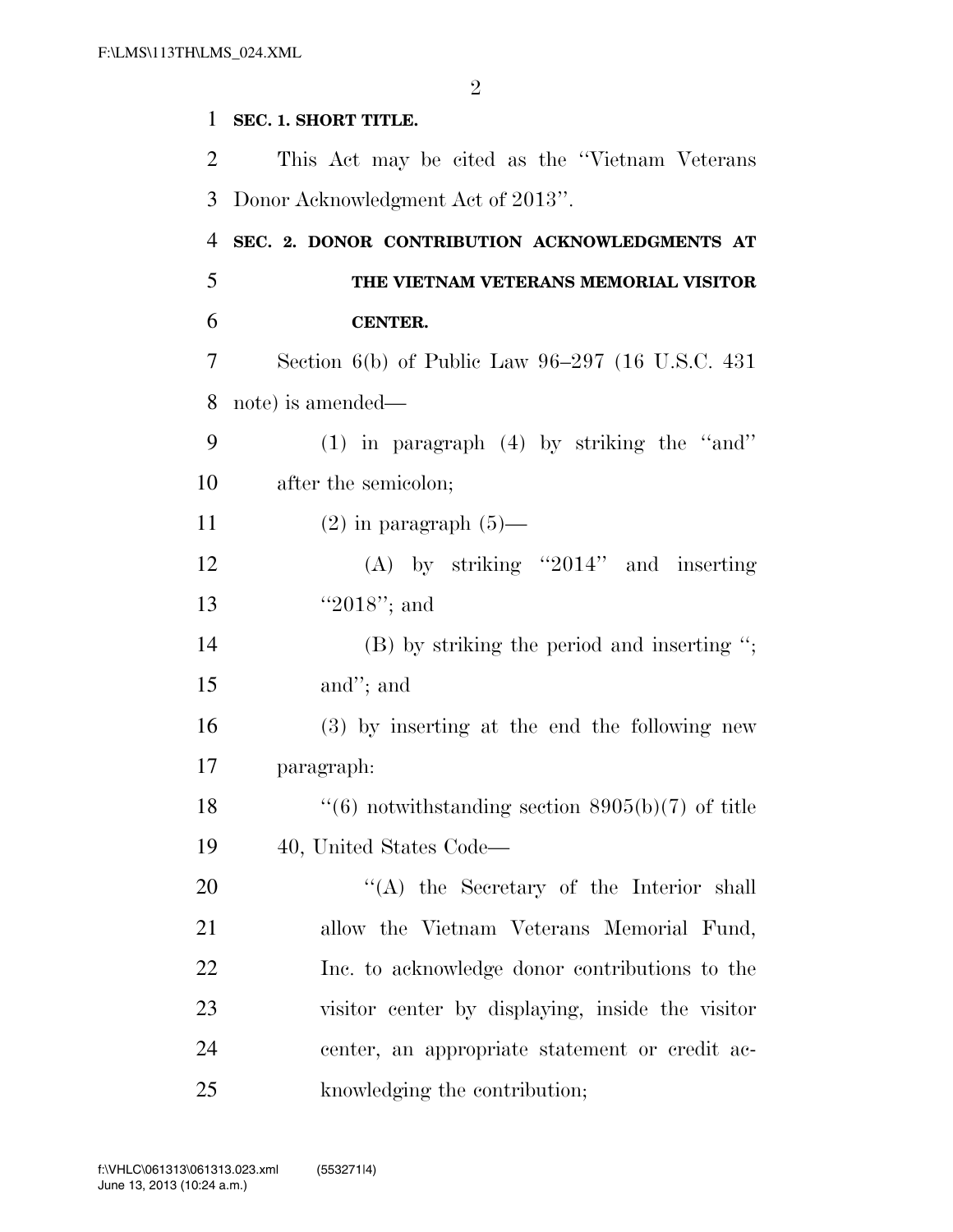**SEC. 1. SHORT TITLE.**

This Act may be cited as the ''Vietnam Veterans Donor Acknowledgment Act of 2013''.

**SEC. 2. DONOR CONTRIBUTION ACKNOWLEDGMENTS AT THE VIETNAM VETERANS MEMORIAL VISITOR CENTER.**

Section 6(b) of Public Law 96–297 (16 U.S.C. 431 note) is amended—

(1) in paragraph (4) by striking the ''and'' after the semicolon;

(2) in paragraph (5)—

(A) by striking ''2014'' and inserting ''2018''; and

(B) by striking the period and inserting ''; and''; and

(3) by inserting at the end the following new paragraph:

''(6) notwithstanding section 8905(b)(7) of title 40, United States Code—

''(A) the Secretary of the Interior shall allow the Vietnam Veterans Memorial Fund, Inc. to acknowledge donor contributions to the visitor center by displaying, inside the visitor center, an appropriate statement or credit acknowledging the contribution;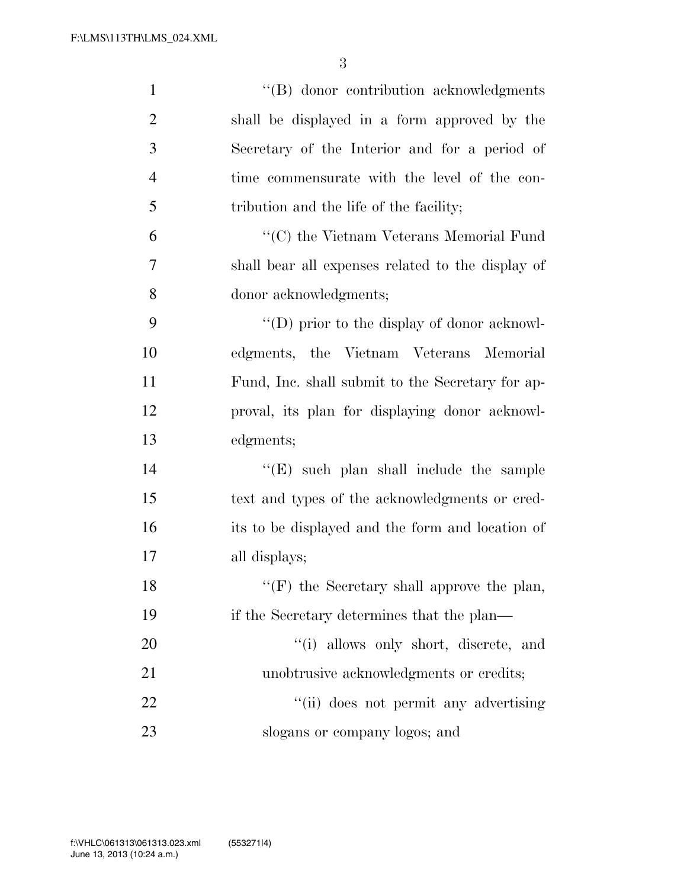''(B) donor contribution acknowledgments shall be displayed in a form approved by the Secretary of the Interior and for a period of time commensurate with the level of the contribution and the life of the facility;

''(C) the Vietnam Veterans Memorial Fund shall bear all expenses related to the display of donor acknowledgments;

''(D) prior to the display of donor acknowledgments, the Vietnam Veterans Memorial Fund, Inc. shall submit to the Secretary for approval, its plan for displaying donor acknowledgments;

''(E) such plan shall include the sample text and types of the acknowledgments or credits to be displayed and the form and location of all displays;

''(F) the Secretary shall approve the plan, if the Secretary determines that the plan—

''(i) allows only short, discrete, and unobtrusive acknowledgments or credits;

''(ii) does not permit any advertising slogans or company logos; and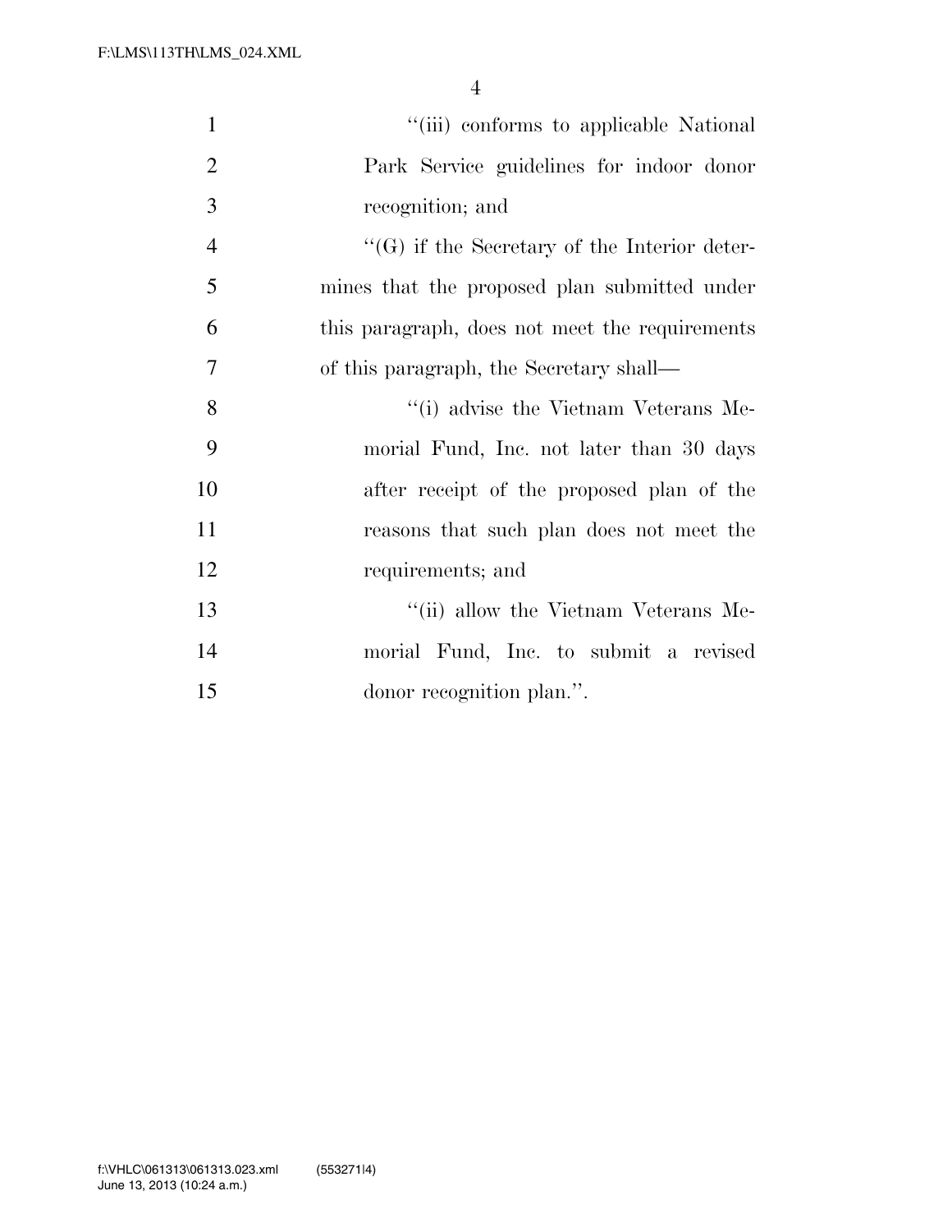''(iii) conforms to applicable National Park Service guidelines for indoor donor recognition; and

''(G) if the Secretary of the Interior determines that the proposed plan submitted under this paragraph, does not meet the requirements of this paragraph, the Secretary shall—

''(i) advise the Vietnam Veterans Memorial Fund, Inc. not later than 30 days after receipt of the proposed plan of the reasons that such plan does not meet the requirements; and

''(ii) allow the Vietnam Veterans Memorial Fund, Inc. to submit a revised donor recognition plan.''.